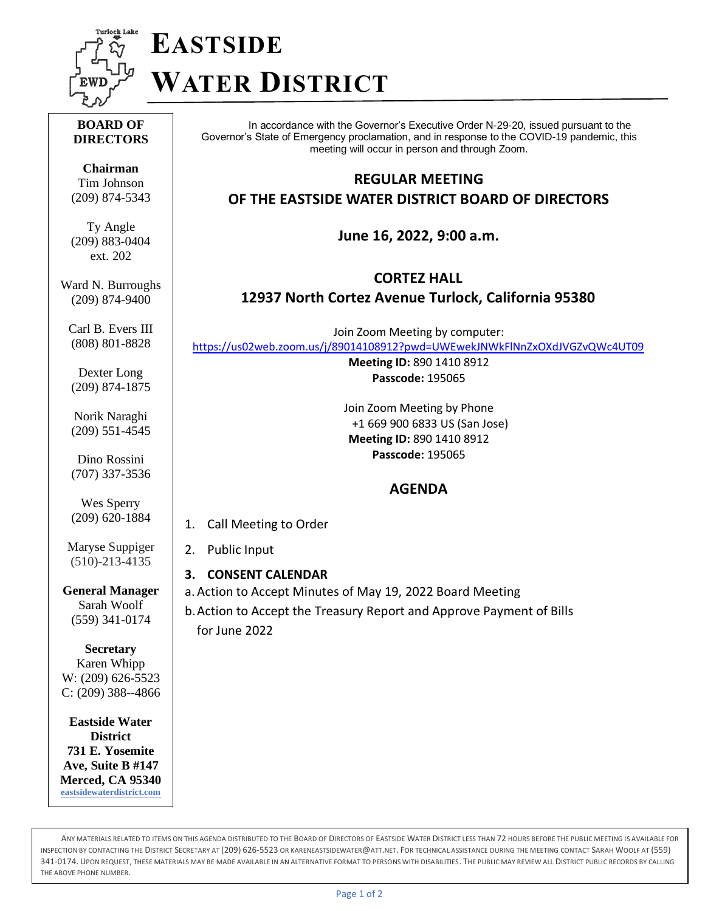# EASTSIDE WATER DISTRICT

**BOARD OF DIRECTORS**

**Chairman**
Tim Johnson
(209) 874-5343

Ty Angle
(209) 883-0404
ext. 202

Ward N. Burroughs
(209) 874-9400

Carl B. Evers III
(808) 801-8828

Dexter Long
(209) 874-1875

Norik Naraghi
(209) 551-4545

Dino Rossini
(707) 337-3536

Wes Sperry
(209) 620-1884

Maryse Suppiger
(510)-213-4135

**General Manager**
Sarah Woolf
(559) 341-0174

**Secretary**
Karen Whipp
W: (209) 626-5523
C: (209) 388--4866

**Eastside Water District**
**731 E. Yosemite Ave, Suite B #147**
**Merced, CA 95340**
eastsidewaterdistrict.com

In accordance with the Governor's Executive Order N-29-20, issued pursuant to the Governor's State of Emergency proclamation, and in response to the COVID-19 pandemic, this meeting will occur in person and through Zoom.

## REGULAR MEETING OF THE EASTSIDE WATER DISTRICT BOARD OF DIRECTORS

**June 16, 2022, 9:00 a.m.**

**CORTEZ HALL**
**12937 North Cortez Avenue Turlock, California 95380**

Join Zoom Meeting by computer:
https://us02web.zoom.us/j/89014108912?pwd=UWEwekJNWkFlNnZxOXdJVGZvQWc4UT09
**Meeting ID:** 890 1410 8912
**Passcode:** 195065

Join Zoom Meeting by Phone
+1 669 900 6833 US (San Jose)
**Meeting ID:** 890 1410 8912
**Passcode:** 195065

## AGENDA

1. Call Meeting to Order
2. Public Input
3. **CONSENT CALENDAR**

a. Action to Accept Minutes of May 19, 2022 Board Meeting
b. Action to Accept the Treasury Report and Approve Payment of Bills for June 2022

ANY MATERIALS RELATED TO ITEMS ON THIS AGENDA DISTRIBUTED TO THE BOARD OF DIRECTORS OF EASTSIDE WATER DISTRICT LESS THAN 72 HOURS BEFORE THE PUBLIC MEETING IS AVAILABLE FOR INSPECTION BY CONTACTING THE DISTRICT SECRETARY AT (209) 626-5523 OR KARENEASTSIDEWATER@ATT.NET. FOR TECHNICAL ASSISTANCE DURING THE MEETING CONTACT SARAH WOOLF AT (559) 341-0174. UPON REQUEST, THESE MATERIALS MAY BE MADE AVAILABLE IN AN ALTERNATIVE FORMAT TO PERSONS WITH DISABILITIES. THE PUBLIC MAY REVIEW ALL DISTRICT PUBLIC RECORDS BY CALLING THE ABOVE PHONE NUMBER.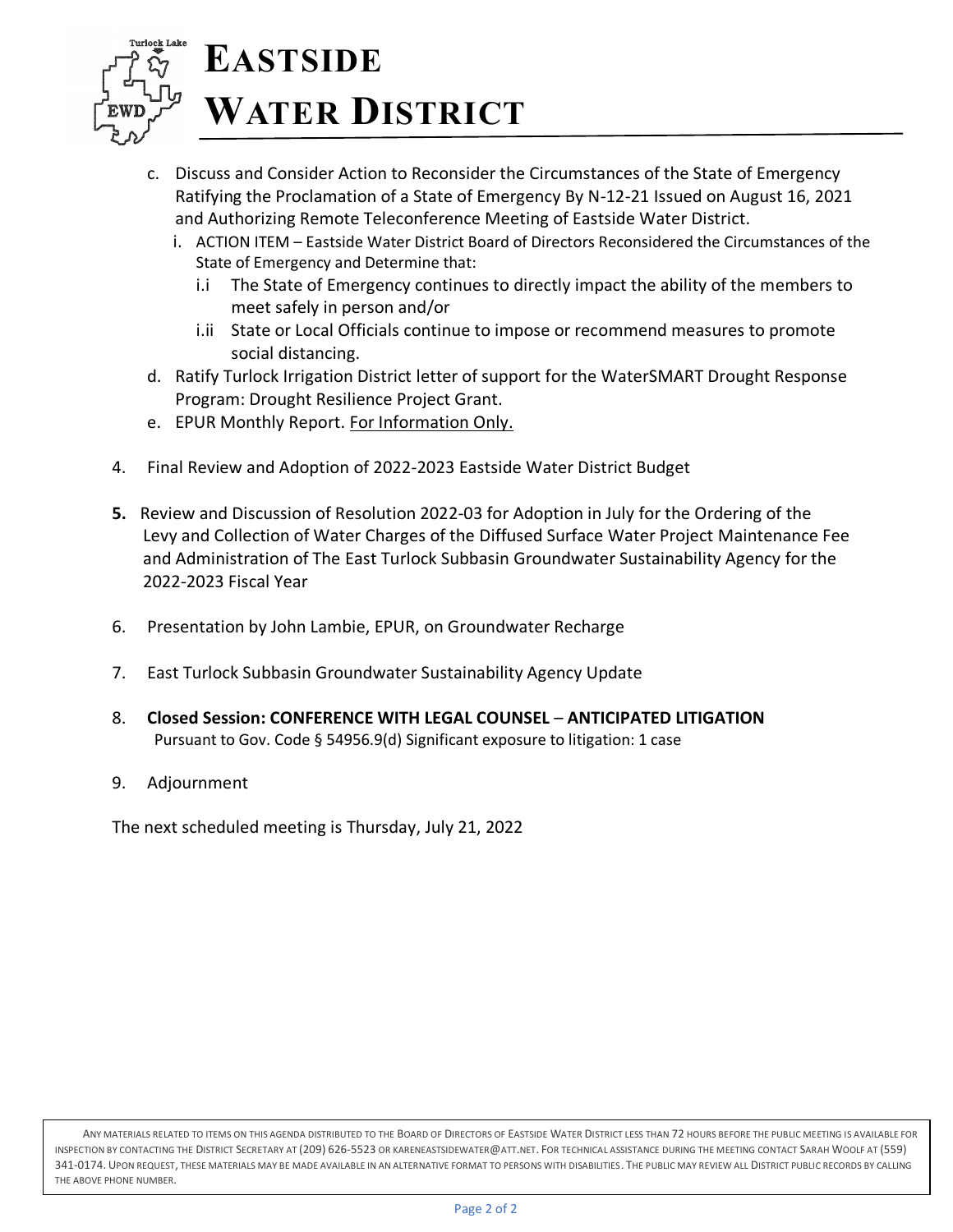# EASTSIDE WATER DISTRICT

c. Discuss and Consider Action to Reconsider the Circumstances of the State of Emergency Ratifying the Proclamation of a State of Emergency By N-12-21 Issued on August 16, 2021 and Authorizing Remote Teleconference Meeting of Eastside Water District.

   i. ACTION ITEM – Eastside Water District Board of Directors Reconsidered the Circumstances of the State of Emergency and Determine that:

      i.i The State of Emergency continues to directly impact the ability of the members to meet safely in person and/or

      i.ii State or Local Officials continue to impose or recommend measures to promote social distancing.

d. Ratify Turlock Irrigation District letter of support for the WaterSMART Drought Response Program: Drought Resilience Project Grant.

e. EPUR Monthly Report. For Information Only.

4. Final Review and Adoption of 2022-2023 Eastside Water District Budget

**5.** Review and Discussion of Resolution 2022-03 for Adoption in July for the Ordering of the Levy and Collection of Water Charges of the Diffused Surface Water Project Maintenance Fee and Administration of The East Turlock Subbasin Groundwater Sustainability Agency for the 2022-2023 Fiscal Year

6. Presentation by John Lambie, EPUR, on Groundwater Recharge

7. East Turlock Subbasin Groundwater Sustainability Agency Update

8. **Closed Session: CONFERENCE WITH LEGAL COUNSEL – ANTICIPATED LITIGATION**
   Pursuant to Gov. Code § 54956.9(d) Significant exposure to litigation: 1 case

9. Adjournment

The next scheduled meeting is Thursday, July 21, 2022

ANY MATERIALS RELATED TO ITEMS ON THIS AGENDA DISTRIBUTED TO THE BOARD OF DIRECTORS OF EASTSIDE WATER DISTRICT LESS THAN 72 HOURS BEFORE THE PUBLIC MEETING IS AVAILABLE FOR INSPECTION BY CONTACTING THE DISTRICT SECRETARY AT (209) 626-5523 OR KARENEASTSIDEWATER@ATT.NET. FOR TECHNICAL ASSISTANCE DURING THE MEETING CONTACT SARAH WOOLF AT (559) 341-0174. UPON REQUEST, THESE MATERIALS MAY BE MADE AVAILABLE IN AN ALTERNATIVE FORMAT TO PERSONS WITH DISABILITIES. THE PUBLIC MAY REVIEW ALL DISTRICT PUBLIC RECORDS BY CALLING THE ABOVE PHONE NUMBER.